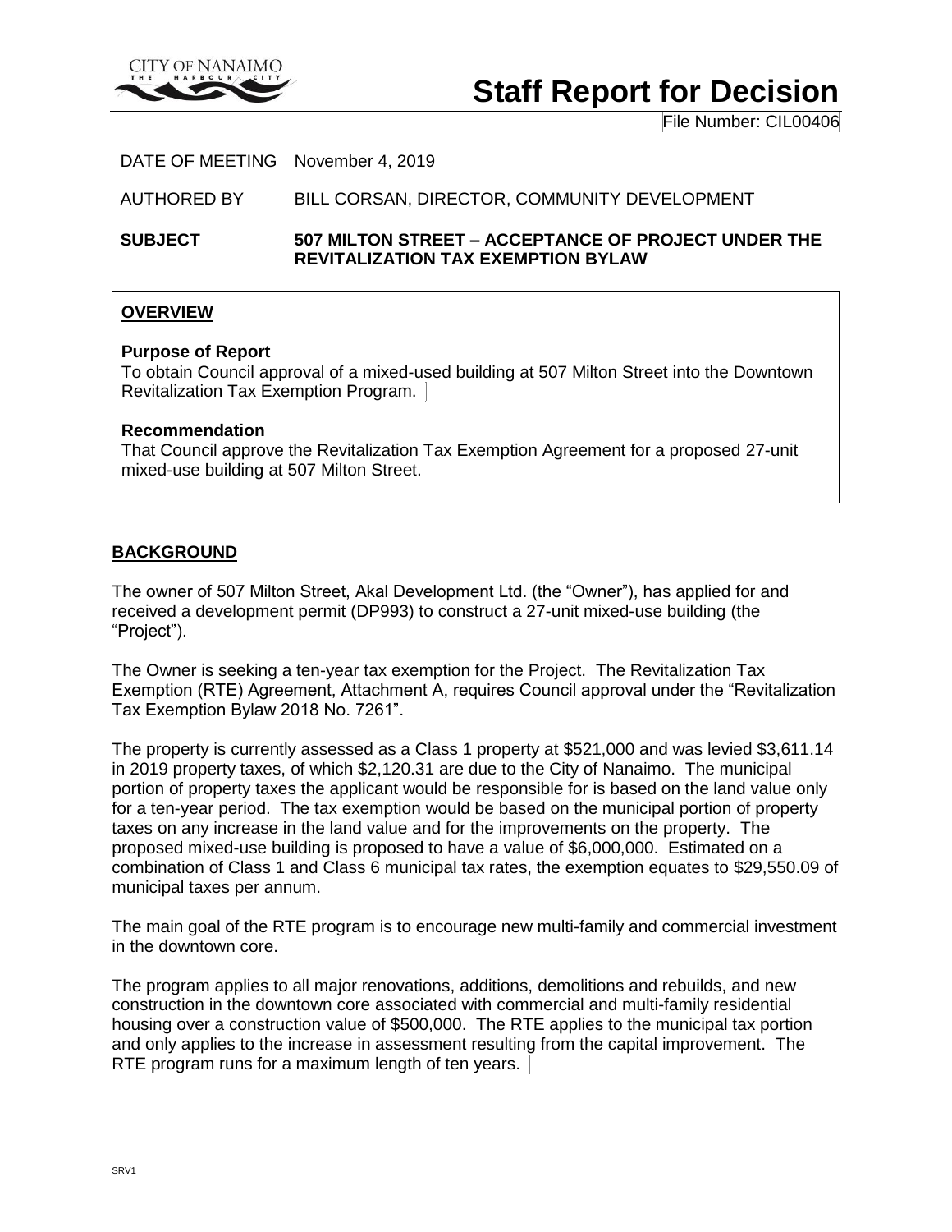# Staff Report for Decision

File Number: CIL00406

DATE OF MEETING November 4, 2019

AUTHORED BY BILL CORSAN, DIRECTOR, COMMUNITY DEVELOPMENT

**SUBJECT 507 MILTON STREET – ACCEPTANCE OF PROJECT UNDER THE REVITALIZATION TAX EXEMPTION BYLAW**

## OVERVIEW

**Purpose of Report**

To obtain Council approval of a mixed-used building at 507 Milton Street into the Downtown Revitalization Tax Exemption Program.

**Recommendation**

That Council approve the Revitalization Tax Exemption Agreement for a proposed 27-unit mixed-use building at 507 Milton Street.

## BACKGROUND

The owner of 507 Milton Street, Akal Development Ltd. (the "Owner"), has applied for and received a development permit (DP993) to construct a 27-unit mixed-use building (the "Project").

The Owner is seeking a ten-year tax exemption for the Project. The Revitalization Tax Exemption (RTE) Agreement, Attachment A, requires Council approval under the "Revitalization Tax Exemption Bylaw 2018 No. 7261".

The property is currently assessed as a Class 1 property at $521,000 and was levied $3,611.14 in 2019 property taxes, of which $2,120.31 are due to the City of Nanaimo. The municipal portion of property taxes the applicant would be responsible for is based on the land value only for a ten-year period. The tax exemption would be based on the municipal portion of property taxes on any increase in the land value and for the improvements on the property. The proposed mixed-use building is proposed to have a value of $6,000,000. Estimated on a combination of Class 1 and Class 6 municipal tax rates, the exemption equates to $29,550.09 of municipal taxes per annum.

The main goal of the RTE program is to encourage new multi-family and commercial investment in the downtown core.

The program applies to all major renovations, additions, demolitions and rebuilds, and new construction in the downtown core associated with commercial and multi-family residential housing over a construction value of $500,000. The RTE applies to the municipal tax portion and only applies to the increase in assessment resulting from the capital improvement. The RTE program runs for a maximum length of ten years.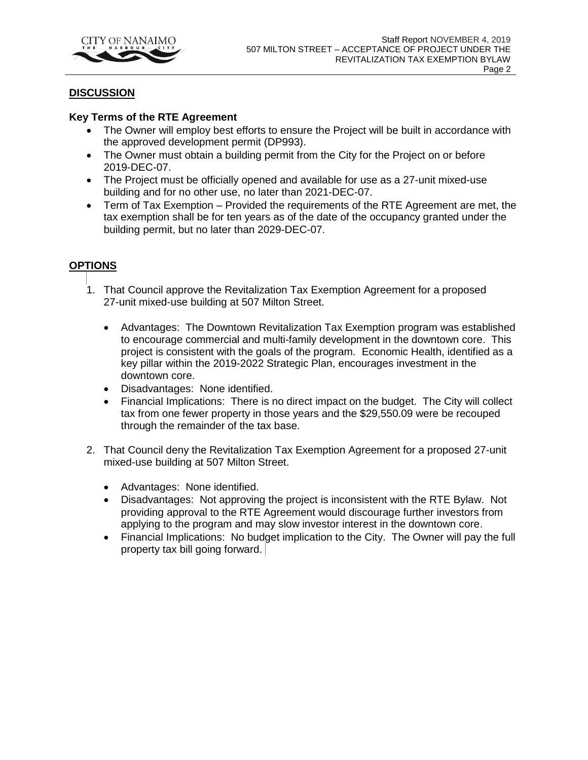## DISCUSSION

### Key Terms of the RTE Agreement

- The Owner will employ best efforts to ensure the Project will be built in accordance with the approved development permit (DP993).
- The Owner must obtain a building permit from the City for the Project on or before 2019-DEC-07.
- The Project must be officially opened and available for use as a 27-unit mixed-use building and for no other use, no later than 2021-DEC-07.
- Term of Tax Exemption – Provided the requirements of the RTE Agreement are met, the tax exemption shall be for ten years as of the date of the occupancy granted under the building permit, but no later than 2029-DEC-07.

## OPTIONS

1. That Council approve the Revitalization Tax Exemption Agreement for a proposed 27-unit mixed-use building at 507 Milton Street.

   - Advantages: The Downtown Revitalization Tax Exemption program was established to encourage commercial and multi-family development in the downtown core. This project is consistent with the goals of the program. Economic Health, identified as a key pillar within the 2019-2022 Strategic Plan, encourages investment in the downtown core.
   - Disadvantages: None identified.
   - Financial Implications: There is no direct impact on the budget. The City will collect tax from one fewer property in those years and the $29,550.09 were be recouped through the remainder of the tax base.

2. That Council deny the Revitalization Tax Exemption Agreement for a proposed 27-unit mixed-use building at 507 Milton Street.

   - Advantages: None identified.
   - Disadvantages: Not approving the project is inconsistent with the RTE Bylaw. Not providing approval to the RTE Agreement would discourage further investors from applying to the program and may slow investor interest in the downtown core.
   - Financial Implications: No budget implication to the City. The Owner will pay the full property tax bill going forward.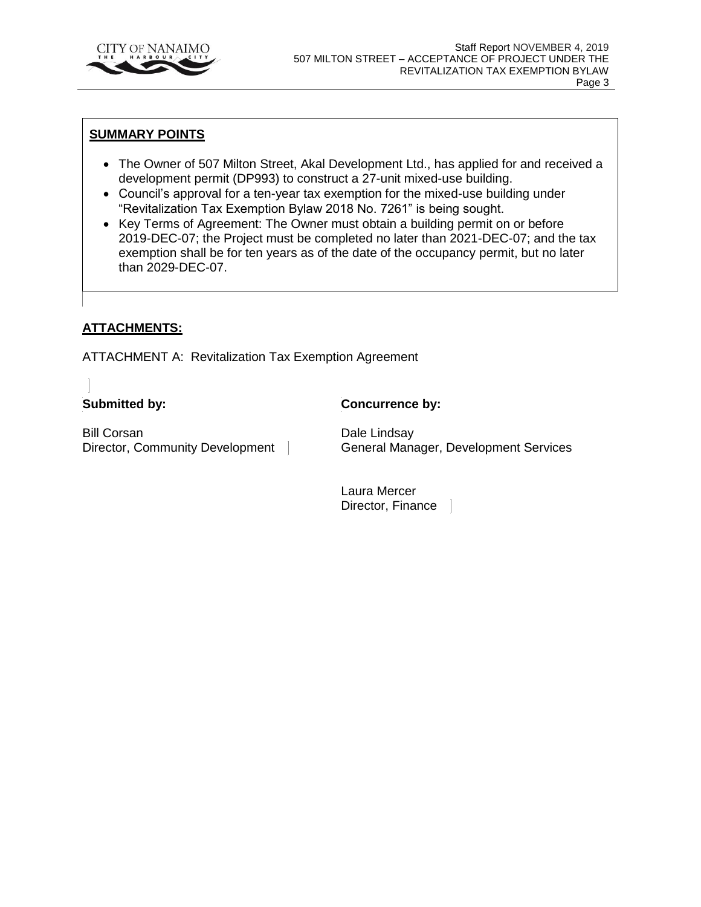## SUMMARY POINTS

- The Owner of 507 Milton Street, Akal Development Ltd., has applied for and received a development permit (DP993) to construct a 27-unit mixed-use building.
- Council's approval for a ten-year tax exemption for the mixed-use building under "Revitalization Tax Exemption Bylaw 2018 No. 7261" is being sought.
- Key Terms of Agreement: The Owner must obtain a building permit on or before 2019-DEC-07; the Project must be completed no later than 2021-DEC-07; and the tax exemption shall be for ten years as of the date of the occupancy permit, but no later than 2029-DEC-07.

## ATTACHMENTS:

ATTACHMENT A: Revitalization Tax Exemption Agreement

**Submitted by:**

Bill Corsan
Director, Community Development

**Concurrence by:**

Dale Lindsay
General Manager, Development Services

Laura Mercer
Director, Finance